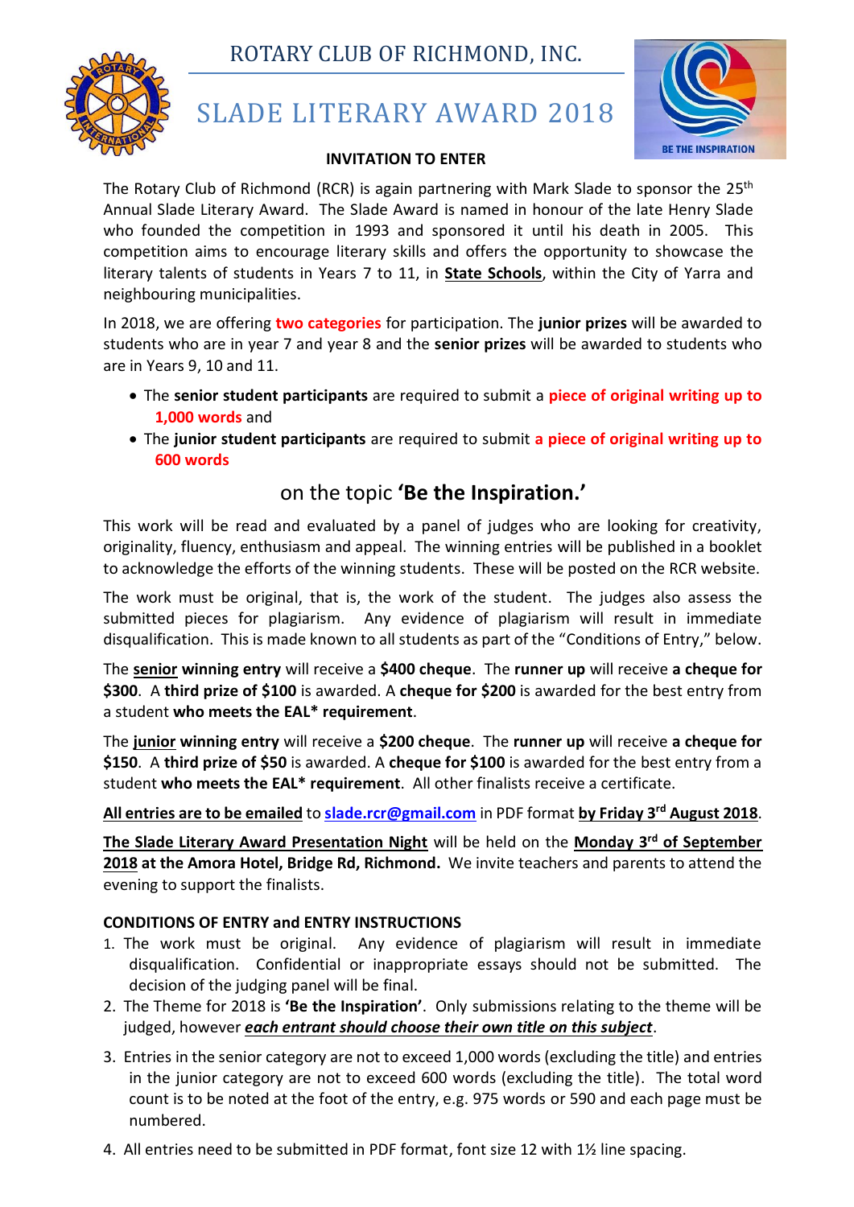ROTARY CLUB OF RICHMOND, INC.

# SLADE LITERARY AWARD 2018

**INVITATION TO ENTER**

The Rotary Club of Richmond (RCR) is again partnering with Mark Slade to sponsor the 25th Annual Slade Literary Award. The Slade Award is named in honour of the late Henry Slade who founded the competition in 1993 and sponsored it until his death in 2005. This competition aims to encourage literary skills and offers the opportunity to showcase the literary talents of students in Years 7 to 11, in **State Schools**, within the City of Yarra and neighbouring municipalities.

In 2018, we are offering **two categories** for participation. The **junior prizes** will be awarded to students who are in year 7 and year 8 and the **senior prizes** will be awarded to students who are in Years 9, 10 and 11.

- The **senior student participants** are required to submit a **piece of original writing up to 1,000 words** and
- The **junior student participants** are required to submit **a piece of original writing up to 600 words**

on the topic **'Be the Inspiration.'**

This work will be read and evaluated by a panel of judges who are looking for creativity, originality, fluency, enthusiasm and appeal. The winning entries will be published in a booklet to acknowledge the efforts of the winning students. These will be posted on the RCR website.

The work must be original, that is, the work of the student. The judges also assess the submitted pieces for plagiarism. Any evidence of plagiarism will result in immediate disqualification. This is made known to all students as part of the "Conditions of Entry," below.

The **senior winning entry** will receive a **$400 cheque**. The **runner up** will receive **a cheque for $300**. A **third prize of $100** is awarded. A **cheque for $200** is awarded for the best entry from a student **who meets the EAL* requirement**.

The **junior winning entry** will receive a **$200 cheque**. The **runner up** will receive **a cheque for $150**. A **third prize of $50** is awarded. A **cheque for $100** is awarded for the best entry from a student **who meets the EAL* requirement**. All other finalists receive a certificate.

**All entries are to be emailed** to **slade.rcr@gmail.com** in PDF format **by Friday 3rd August 2018**.

**The Slade Literary Award Presentation Night** will be held on the **Monday 3rd of September 2018 at the Amora Hotel, Bridge Rd, Richmond.** We invite teachers and parents to attend the evening to support the finalists.

**CONDITIONS OF ENTRY and ENTRY INSTRUCTIONS**

1. The work must be original. Any evidence of plagiarism will result in immediate disqualification. Confidential or inappropriate essays should not be submitted. The decision of the judging panel will be final.
2. The Theme for 2018 is **'Be the Inspiration'**. Only submissions relating to the theme will be judged, however ***each entrant should choose their own title on this subject***.
3. Entries in the senior category are not to exceed 1,000 words (excluding the title) and entries in the junior category are not to exceed 600 words (excluding the title). The total word count is to be noted at the foot of the entry, e.g. 975 words or 590 and each page must be numbered.
4. All entries need to be submitted in PDF format, font size 12 with 1½ line spacing.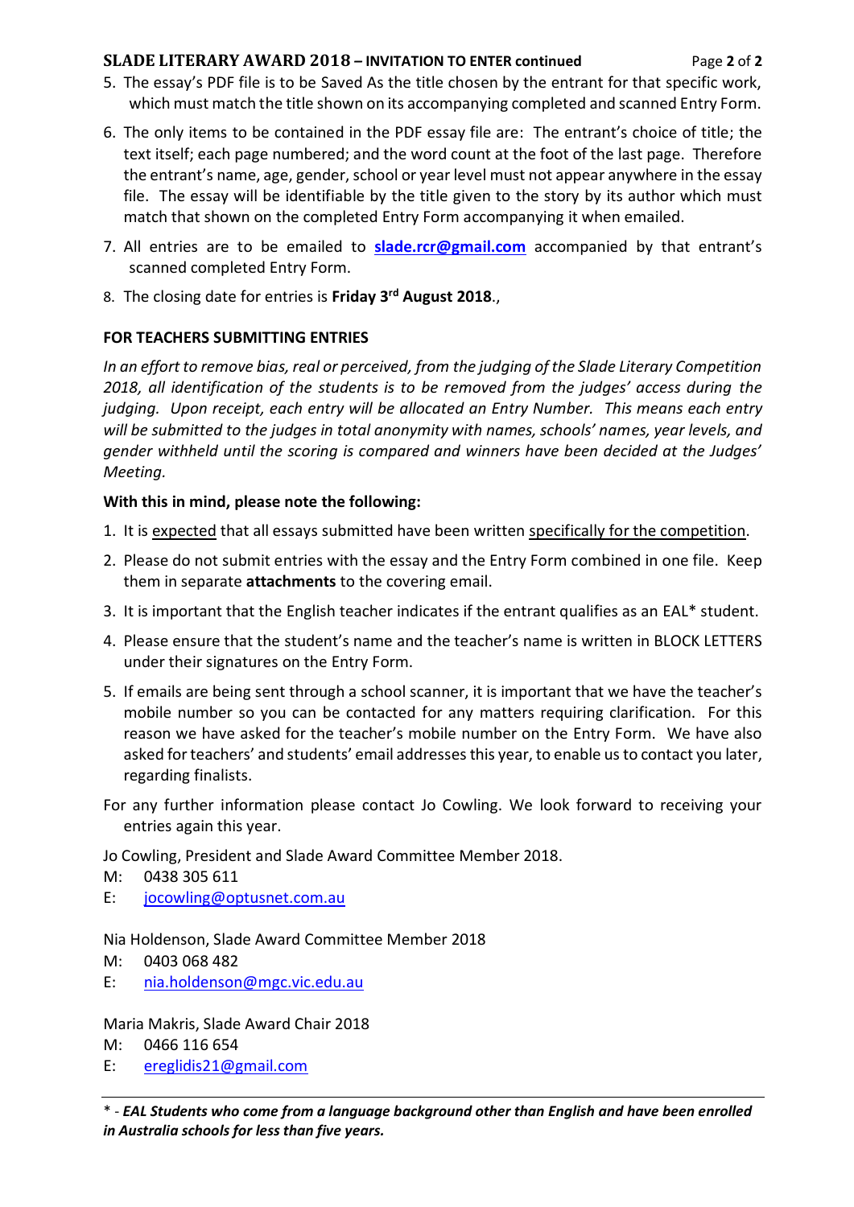5. The essay's PDF file is to be Saved As the title chosen by the entrant for that specific work, which must match the title shown on its accompanying completed and scanned Entry Form.
6. The only items to be contained in the PDF essay file are: The entrant's choice of title; the text itself; each page numbered; and the word count at the foot of the last page. Therefore the entrant's name, age, gender, school or year level must not appear anywhere in the essay file. The essay will be identifiable by the title given to the story by its author which must match that shown on the completed Entry Form accompanying it when emailed.
7. All entries are to be emailed to **slade.rcr@gmail.com** accompanied by that entrant's scanned completed Entry Form.
8. The closing date for entries is **Friday 3rd August 2018**.,

**FOR TEACHERS SUBMITTING ENTRIES**

*In an effort to remove bias, real or perceived, from the judging of the Slade Literary Competition 2018, all identification of the students is to be removed from the judges' access during the judging. Upon receipt, each entry will be allocated an Entry Number. This means each entry will be submitted to the judges in total anonymity with names, schools' names, year levels, and gender withheld until the scoring is compared and winners have been decided at the Judges' Meeting.*

**With this in mind, please note the following:**

1. It is expected that all essays submitted have been written specifically for the competition.
2. Please do not submit entries with the essay and the Entry Form combined in one file. Keep them in separate **attachments** to the covering email.
3. It is important that the English teacher indicates if the entrant qualifies as an EAL* student.
4. Please ensure that the student's name and the teacher's name is written in BLOCK LETTERS under their signatures on the Entry Form.
5. If emails are being sent through a school scanner, it is important that we have the teacher's mobile number so you can be contacted for any matters requiring clarification. For this reason we have asked for the teacher's mobile number on the Entry Form. We have also asked for teachers' and students' email addresses this year, to enable us to contact you later, regarding finalists.

For any further information please contact Jo Cowling. We look forward to receiving your entries again this year.

Jo Cowling, President and Slade Award Committee Member 2018.
M: 0438 305 611
E: jocowling@optusnet.com.au

Nia Holdenson, Slade Award Committee Member 2018
M: 0403 068 482
E: nia.holdenson@mgc.vic.edu.au

Maria Makris, Slade Award Chair 2018
M: 0466 116 654
E: ereglidis21@gmail.com

\* - ***EAL Students who come from a language background other than English and have been enrolled in Australia schools for less than five years.***